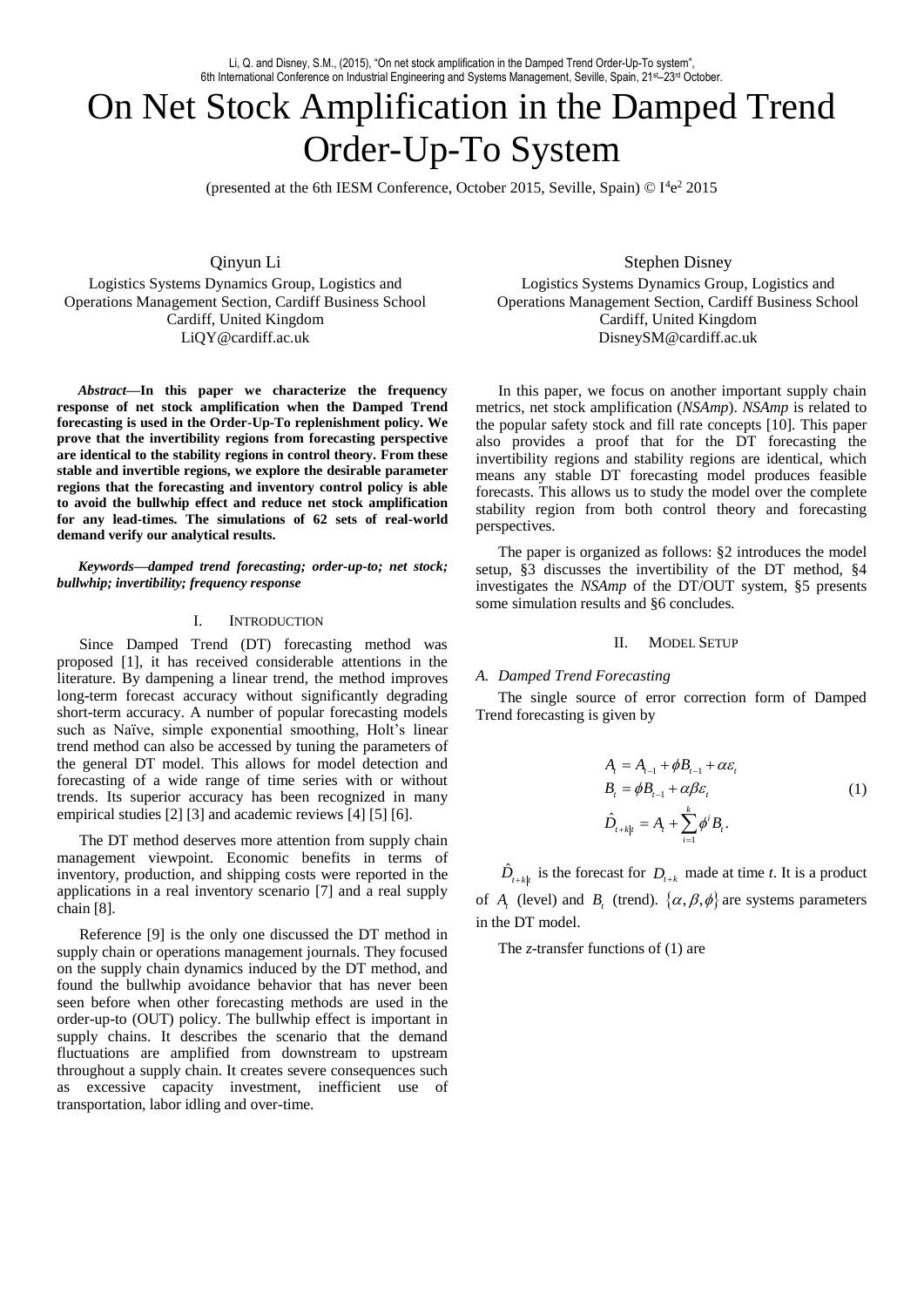Li, Q. and Disney, S.M., (2015), "On net stock amplification in the Damped Trend Order-Up-To system", 6th International Conference on Industrial Engineering and Systems Management, Seville, Spain, 21st–23rd October.

# On Net Stock Amplification in the Damped Trend Order-Up-To System

(presented at the 6th IESM Conference, October 2015, Seville, Spain) © I[4]e[2] 2015

Qinyun Li
Logistics Systems Dynamics Group, Logistics and Operations Management Section, Cardiff Business School
Cardiff, United Kingdom
LiQY@cardiff.ac.uk

Stephen Disney
Logistics Systems Dynamics Group, Logistics and Operations Management Section, Cardiff Business School
Cardiff, United Kingdom
DisneySM@cardiff.ac.uk

***Abstract*—In this paper we characterize the frequency response of net stock amplification when the Damped Trend forecasting is used in the Order-Up-To replenishment policy. We prove that the invertibility regions from forecasting perspective are identical to the stability regions in control theory. From these stable and invertible regions, we explore the desirable parameter regions that the forecasting and inventory control policy is able to avoid the bullwhip effect and reduce net stock amplification for any lead-times. The simulations of 62 sets of real-world demand verify our analytical results.**

***Keywords—damped trend forecasting; order-up-to; net stock; bullwhip; invertibility; frequency response***

## I. Introduction

Since Damped Trend (DT) forecasting method was proposed [1], it has received considerable attentions in the literature. By dampening a linear trend, the method improves long-term forecast accuracy without significantly degrading short-term accuracy. A number of popular forecasting models such as Naïve, simple exponential smoothing, Holt's linear trend method can also be accessed by tuning the parameters of the general DT model. This allows for model detection and forecasting of a wide range of time series with or without trends. Its superior accuracy has been recognized in many empirical studies [2] [3] and academic reviews [4] [5] [6].

The DT method deserves more attention from supply chain management viewpoint. Economic benefits in terms of inventory, production, and shipping costs were reported in the applications in a real inventory scenario [7] and a real supply chain [8].

Reference [9] is the only one discussed the DT method in supply chain or operations management journals. They focused on the supply chain dynamics induced by the DT method, and found the bullwhip avoidance behavior that has never been seen before when other forecasting methods are used in the order-up-to (OUT) policy. The bullwhip effect is important in supply chains. It describes the scenario that the demand fluctuations are amplified from downstream to upstream throughout a supply chain. It creates severe consequences such as excessive capacity investment, inefficient use of transportation, labor idling and over-time.

In this paper, we focus on another important supply chain metrics, net stock amplification (*NSAmp*). *NSAmp* is related to the popular safety stock and fill rate concepts [10]. This paper also provides a proof that for the DT forecasting the invertibility regions and stability regions are identical, which means any stable DT forecasting model produces feasible forecasts. This allows us to study the model over the complete stability region from both control theory and forecasting perspectives.

The paper is organized as follows: §2 introduces the model setup, §3 discusses the invertibility of the DT method, §4 investigates the *NSAmp* of the DT/OUT system, §5 presents some simulation results and §6 concludes.

## II. Model Setup

### A. Damped Trend Forecasting

The single source of error correction form of Damped Trend forecasting is given by

$$
\begin{aligned}
A_t &= A_{t-1} + \phi B_{t-1} + \alpha \varepsilon_t \\
B_t &= \phi B_{t-1} + \alpha \beta \varepsilon_t \\
\hat{D}_{t+k|t} &= A_t + \sum_{i=1}^{k} \phi^i B_t .
\end{aligned}
\tag{1}
$$

$\hat{D}_{t+k|t}$ is the forecast for $D_{t+k}$ made at time *t*. It is a product of $A_t$ (level) and $B_t$ (trend). $\{\alpha, \beta, \phi\}$ are systems parameters in the DT model.

The *z*-transfer functions of (1) are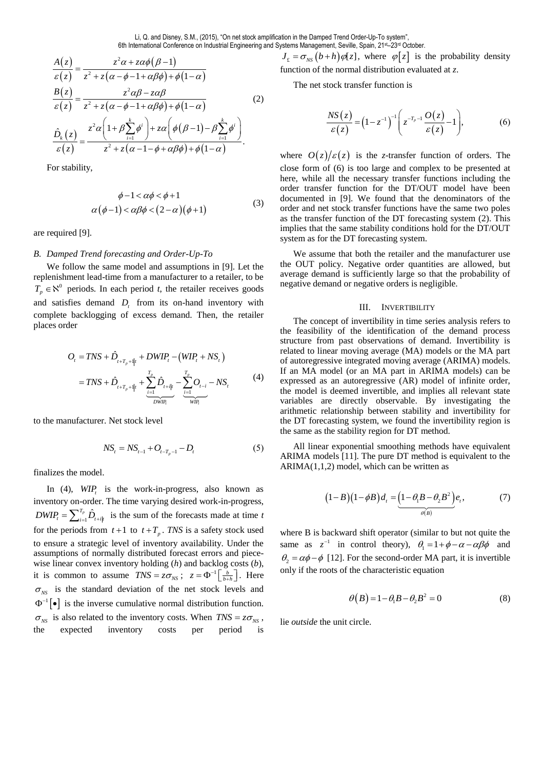$$\frac{A(z)}{\varepsilon(z)} = \frac{z^2\alpha + z\alpha\phi(\beta - 1)}{z^2 + z(\alpha - \phi - 1 + \alpha\beta\phi) + \phi(1-\alpha)}$$

$$\frac{B(z)}{\varepsilon(z)} = \frac{z^2\alpha\beta - z\alpha\beta}{z^2 + z(\alpha - \phi - 1 + \alpha\beta\phi) + \phi(1-\alpha)} \tag{2}$$

$$\frac{\hat{D}_k(z)}{\varepsilon(z)} = \frac{z^2\alpha\left(1 + \beta\sum_{i=1}^{k}\phi^i\right) + z\alpha\left(\phi(\beta-1) - \beta\sum_{i=1}^{k}\phi^i\right)}{z^2 + z(\alpha - 1 - \phi + \alpha\beta\phi) + \phi(1-\alpha)}.$$

For stability,

$$\begin{gathered} \phi - 1 < \alpha\phi < \phi + 1 \\ \alpha(\phi - 1) < \alpha\beta\phi < (2-\alpha)(\phi + 1) \end{gathered} \tag{3}$$

are required [9].

### B. Damped Trend forecasting and Order-Up-To

We follow the same model and assumptions in [9]. Let the replenishment lead-time from a manufacturer to a retailer, to be $T_p \in \aleph^0$ periods. In each period *t*, the retailer receives goods and satisfies demand $D_t$ from its on-hand inventory with complete backlogging of excess demand. Then, the retailer places order

$$\begin{aligned} O_t &= TNS + \hat{D}_{t+T_p+1|t} + DWIP_t - (WIP_t + NS_t) \\ &= TNS + \hat{D}_{t+T_p+1|t} + \underbrace{\sum_{i=1}^{T_p}\hat{D}_{t+i|t}}_{DWIP_t} - \underbrace{\sum_{i=1}^{T_p}O_{t-i}}_{WIP_t} - NS_t \end{aligned} \tag{4}$$

to the manufacturer. Net stock level

$$NS_t = NS_{t-1} + O_{t-T_p-1} - D_t \tag{5}$$

finalizes the model.

In (4), $WIP_t$ is the work-in-progress, also known as inventory on-order. The time varying desired work-in-progress, $DWIP_t = \sum_{i=1}^{T_p}\hat{D}_{t+i|t}$ is the sum of the forecasts made at time *t* for the periods from $t+1$ to $t+T_p$. *TNS* is a safety stock used to ensure a strategic level of inventory availability. Under the assumptions of normally distributed forecast errors and piece-wise linear convex inventory holding (*h*) and backlog costs (*b*), it is common to assume $TNS = z\sigma_{NS}$; $z = \Phi^{-1}\left[\frac{b}{b+h}\right]$. Here $\sigma_{NS}$ is the standard deviation of the net stock levels and $\Phi^{-1}[\bullet]$ is the inverse cumulative normal distribution function. $\sigma_{NS}$ is also related to the inventory costs. When $TNS = z\sigma_{NS}$, the expected inventory costs per period is $J_{\pounds} = \sigma_{NS}(b+h)\varphi[z]$, where $\varphi[z]$ is the probability density function of the normal distribution evaluated at *z*.

The net stock transfer function is

$$\frac{NS(z)}{\varepsilon(z)} = \left(1 - z^{-1}\right)^{-1}\left(z^{-T_p-1}\frac{O(z)}{\varepsilon(z)} - 1\right), \tag{6}$$

where $O(z)/\varepsilon(z)$ is the *z*-transfer function of orders. The close form of (6) is too large and complex to be presented at here, while all the necessary transfer functions including the order transfer function for the DT/OUT model have been documented in [9]. We found that the denominators of the order and net stock transfer functions have the same two poles as the transfer function of the DT forecasting system (2). This implies that the same stability conditions hold for the DT/OUT system as for the DT forecasting system.

We assume that both the retailer and the manufacturer use the OUT policy. Negative order quantities are allowed, but average demand is sufficiently large so that the probability of negative demand or negative orders is negligible.

## III. Invertibility

The concept of invertibility in time series analysis refers to the feasibility of the identification of the demand process structure from past observations of demand. Invertibility is related to linear moving average (MA) models or the MA part of autoregressive integrated moving average (ARIMA) models. If an MA model (or an MA part in ARIMA models) can be expressed as an autoregressive (AR) model of infinite order, the model is deemed invertible, and implies all relevant state variables are directly observable. By investigating the arithmetic relationship between stability and invertibility for the DT forecasting system, we found the invertibility region is the same as the stability region for DT method.

All linear exponential smoothing methods have equivalent ARIMA models [11]. The pure DT method is equivalent to the ARIMA(1,1,2) model, which can be written as

$$(1-B)(1-\phi B)d_t = \underbrace{\left(1 - \theta_1 B - \theta_2 B^2\right)}_{\theta(B)}e_t, \tag{7}$$

where B is backward shift operator (similar to but not quite the same as $z^{-1}$ in control theory), $\theta_1 = 1 + \phi - \alpha - \alpha\beta\phi$ and $\theta_2 = \alpha\phi - \phi$ [12]. For the second-order MA part, it is invertible only if the roots of the characteristic equation

$$\theta(B) = 1 - \theta_1 B - \theta_2 B^2 = 0 \tag{8}$$

lie *outside* the unit circle.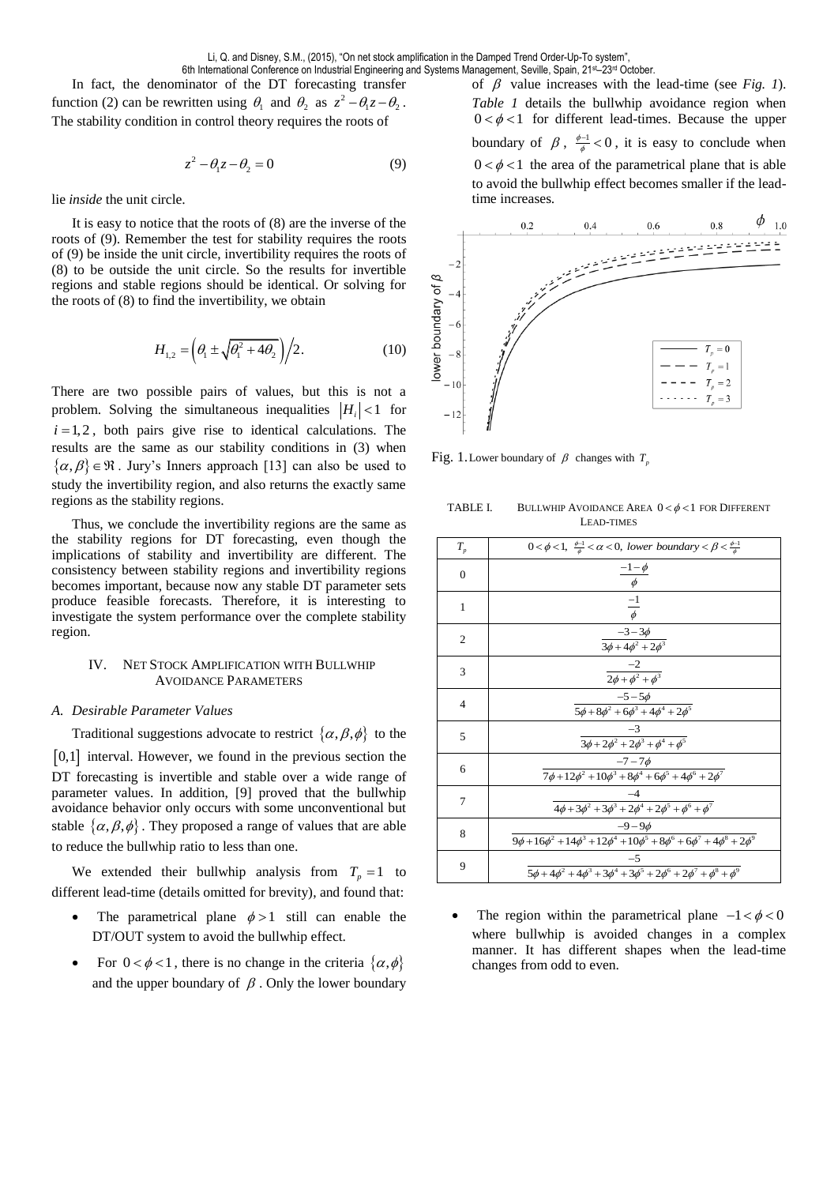In fact, the denominator of the DT forecasting transfer function (2) can be rewritten using $\theta_1$ and $\theta_2$ as $z^2 - \theta_1 z - \theta_2$. The stability condition in control theory requires the roots of

$$z^2 - \theta_1 z - \theta_2 = 0 \tag{9}$$

lie *inside* the unit circle.

It is easy to notice that the roots of (8) are the inverse of the roots of (9). Remember the test for stability requires the roots of (9) be inside the unit circle, invertibility requires the roots of (8) to be outside the unit circle. So the results for invertible regions and stable regions should be identical. Or solving for the roots of (8) to find the invertibility, we obtain

$$H_{1,2} = \left(\theta_1 \pm \sqrt{\theta_1^2 + 4\theta_2}\right)\Big/2. \tag{10}$$

There are two possible pairs of values, but this is not a problem. Solving the simultaneous inequalities $|H_i| < 1$ for $i = 1, 2$, both pairs give rise to identical calculations. The results are the same as our stability conditions in (3) when $\{\alpha, \beta\} \in \Re$. Jury's Inners approach [13] can also be used to study the invertibility region, and also returns the exactly same regions as the stability regions.

Thus, we conclude the invertibility regions are the same as the stability regions for DT forecasting, even though the implications of stability and invertibility are different. The consistency between stability regions and invertibility regions becomes important, because now any stable DT parameter sets produce feasible forecasts. Therefore, it is interesting to investigate the system performance over the complete stability region.

## IV. Net Stock Amplification with Bullwhip Avoidance Parameters

### A. Desirable Parameter Values

Traditional suggestions advocate to restrict $\{\alpha, \beta, \phi\}$ to the $[0,1]$ interval. However, we found in the previous section the DT forecasting is invertible and stable over a wide range of parameter values. In addition, [9] proved that the bullwhip avoidance behavior only occurs with some unconventional but stable $\{\alpha, \beta, \phi\}$. They proposed a range of values that are able to reduce the bullwhip ratio to less than one.

We extended their bullwhip analysis from $T_p = 1$ to different lead-time (details omitted for brevity), and found that:

- The parametrical plane $\phi > 1$ still can enable the DT/OUT system to avoid the bullwhip effect.
- For $0 < \phi < 1$, there is no change in the criteria $\{\alpha, \phi\}$ and the upper boundary of $\beta$. Only the lower boundary of $\beta$ value increases with the lead-time (see *Fig. 1*). *Table 1* details the bullwhip avoidance region when $0 < \phi < 1$ for different lead-times. Because the upper boundary of $\beta$, $\frac{\phi - 1}{\phi} < 0$, it is easy to conclude when $0 < \phi < 1$ the area of the parametrical plane that is able to avoid the bullwhip effect becomes smaller if the lead-time increases.

Fig. 1. Lower boundary of $\beta$ changes with $T_p$

TABLE I. Bullwhip Avoidance Area $0 < \phi < 1$ for Different Lead-times

| $T_p$ | $0 < \phi < 1$, $\frac{\phi-1}{\phi} < \alpha < 0$, *lower boundary* $< \beta < \frac{\phi-1}{\phi}$ |
|---|---|
| 0 | $\frac{-1-\phi}{\phi}$ |
| 1 | $\frac{-1}{\phi}$ |
| 2 | $\frac{-3-3\phi}{3\phi+4\phi^2+2\phi^3}$ |
| 3 | $\frac{-2}{2\phi+\phi^2+\phi^3}$ |
| 4 | $\frac{-5-5\phi}{5\phi+8\phi^2+6\phi^3+4\phi^4+2\phi^5}$ |
| 5 | $\frac{-3}{3\phi+2\phi^2+2\phi^3+\phi^4+\phi^5}$ |
| 6 | $\frac{-7-7\phi}{7\phi+12\phi^2+10\phi^3+8\phi^4+6\phi^5+4\phi^6+2\phi^7}$ |
| 7 | $\frac{-4}{4\phi+3\phi^2+3\phi^3+2\phi^4+2\phi^5+\phi^6+\phi^7}$ |
| 8 | $\frac{-9-9\phi}{9\phi+16\phi^2+14\phi^3+12\phi^4+10\phi^5+8\phi^6+6\phi^7+4\phi^8+2\phi^9}$ |
| 9 | $\frac{-5}{5\phi+4\phi^2+4\phi^3+3\phi^4+3\phi^5+2\phi^6+2\phi^7+\phi^8+\phi^9}$ |

- The region within the parametrical plane $-1 < \phi < 0$ where bullwhip is avoided changes in a complex manner. It has different shapes when the lead-time changes from odd to even.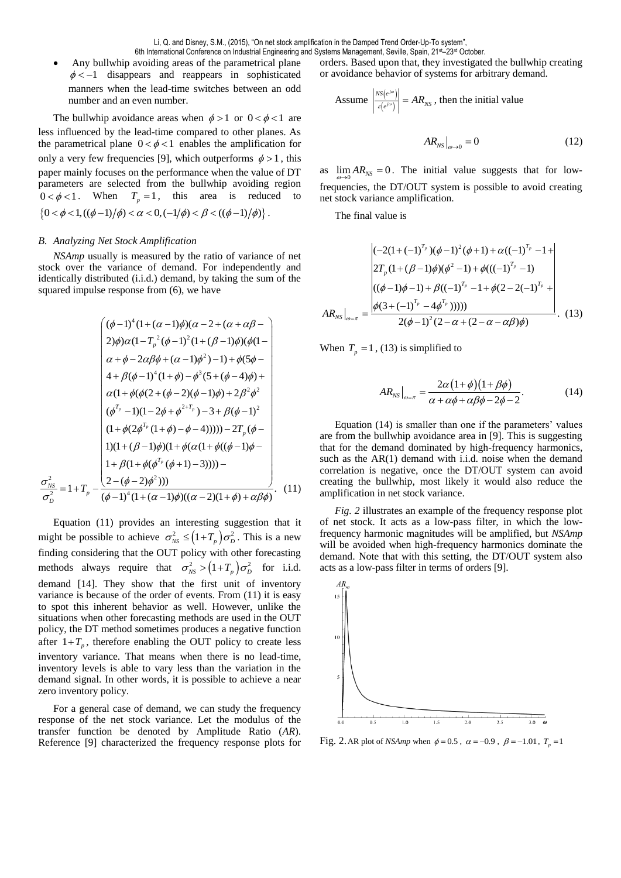- Any bullwhip avoiding areas of the parametrical plane $\phi < -1$ disappears and reappears in sophisticated manners when the lead-time switches between an odd number and an even number.

The bullwhip avoidance areas when $\phi > 1$ or $0 < \phi < 1$ are less influenced by the lead-time compared to other planes. As the parametrical plane $0 < \phi < 1$ enables the amplification for only a very few frequencies [9], which outperforms $\phi > 1$, this paper mainly focuses on the performance when the value of DT parameters are selected from the bullwhip avoiding region $0 < \phi < 1$. When $T_p = 1$, this area is reduced to $\{0 < \phi < 1, ((\phi-1)/\phi) < \alpha < 0, (-1/\phi) < \beta < ((\phi-1)/\phi)\}$.

### B. Analyzing Net Stock Amplification

*NSAmp* usually is measured by the ratio of variance of net stock over the variance of demand. For independently and identically distributed (i.i.d.) demand, by taking the sum of the squared impulse response from (6), we have

$$\frac{\sigma_{NS}^2}{\sigma_D^2} = 1 + T_p - \frac{\begin{pmatrix} (\phi-1)^4(1+(\alpha-1)\phi)(\alpha-2+(\alpha+\alpha\beta- \\ 2)\phi)\alpha(1-T_p{}^2(\phi-1)^2(1+(\beta-1)\phi)(\phi(1- \\ \alpha+\phi-2\alpha\beta\phi+(\alpha-1)\phi^2)-1)+\phi(5\phi- \\ 4+\beta(\phi-1)^4(1+\phi)-\phi^3(5+(\phi-4)\phi)+ \\ \alpha(1+\phi(\phi(2+(\phi-2)(\phi-1)\phi)+2\beta^2\phi^2 \\ (\phi^{T_p}-1)(1-2\phi+\phi^{2+T_p})-3+\beta(\phi-1)^2 \\ (1+\phi(2\phi^{T_p}(1+\phi)-\phi-4)))))-2T_p(\phi- \\ 1)(1+(\beta-1)\phi)(1+\phi(\alpha(1+\phi((\phi-1)\phi- \\ 1+\beta(1+\phi(\phi^{T_p}(\phi+1)-3))))- \\ 2-(\phi-2)\phi^2))) \end{pmatrix}}{(\phi-1)^4(1+(\alpha-1)\phi)((\alpha-2)(1+\phi)+\alpha\beta\phi)}. \quad (11)$$

Equation (11) provides an interesting suggestion that it might be possible to achieve $\sigma_{NS}^2 \le (1+T_p)\sigma_D^2$. This is a new finding considering that the OUT policy with other forecasting methods always require that $\sigma_{NS}^2 > (1+T_p)\sigma_D^2$ for i.i.d. demand [14]. They show that the first unit of inventory variance is because of the order of events. From (11) it is easy to spot this inherent behavior as well. However, unlike the situations when other forecasting methods are used in the OUT policy, the DT method sometimes produces a negative function after $1+T_p$, therefore enabling the OUT policy to create less inventory variance. That means when there is no lead-time, inventory levels is able to vary less than the variation in the demand signal. In other words, it is possible to achieve a near zero inventory policy.

For a general case of demand, we can study the frequency response of the net stock variance. Let the modulus of the transfer function be denoted by Amplitude Ratio (*AR*). Reference [9] characterized the frequency response plots for orders. Based upon that, they investigated the bullwhip creating or avoidance behavior of systems for arbitrary demand.

Assume $\left|\frac{NS(e^{j\omega})}{\varepsilon(e^{j\omega})}\right| = AR_{NS}$, then the initial value

$$AR_{NS}\big|_{\omega\to 0} = 0 \quad (12)$$

as $\lim_{\omega\to 0} AR_{NS} = 0$. The initial value suggests that for low-frequencies, the DT/OUT system is possible to avoid creating net stock variance amplification.

The final value is

$$AR_{NS}\big|_{\omega=\pi} = \frac{\left|\begin{matrix} (-2(1+(-1)^{T_p})(\phi-1)^2(\phi+1)+\alpha((-1)^{T_p}-1+ \\ 2T_p(1+(\beta-1)\phi)(\phi^2-1)+\phi(((-1)^{T_p}-1) \\ ((\phi-1)\phi-1)+\beta((-1)^{T_p}-1+\phi(2-2(-1)^{T_p}+ \\ \phi(3+(-1)^{T_p}-4\phi^{T_p}))))) \end{matrix}\right|}{2(\phi-1)^2(2-\alpha+(2-\alpha-\alpha\beta)\phi)}. \quad (13)$$

When $T_p = 1$, (13) is simplified to

$$AR_{NS}\big|_{\omega=\pi} = \frac{2\alpha(1+\phi)(1+\beta\phi)}{\alpha+\alpha\phi+\alpha\beta\phi-2\phi-2}. \quad (14)$$

Equation (14) is smaller than one if the parameters' values are from the bullwhip avoidance area in [9]. This is suggesting that for the demand dominated by high-frequency harmonics, such as the AR(1) demand with i.i.d. noise when the demand correlation is negative, once the DT/OUT system can avoid creating the bullwhip, most likely it would also reduce the amplification in net stock variance.

*Fig. 2* illustrates an example of the frequency response plot of net stock. It acts as a low-pass filter, in which the low-frequency harmonic magnitudes will be amplified, but *NSAmp* will be avoided when high-frequency harmonics dominate the demand. Note that with this setting, the DT/OUT system also acts as a low-pass filter in terms of orders [9].

Fig. 2. AR plot of *NSAmp* when $\phi = 0.5$, $\alpha = -0.9$, $\beta = -1.01$, $T_p = 1$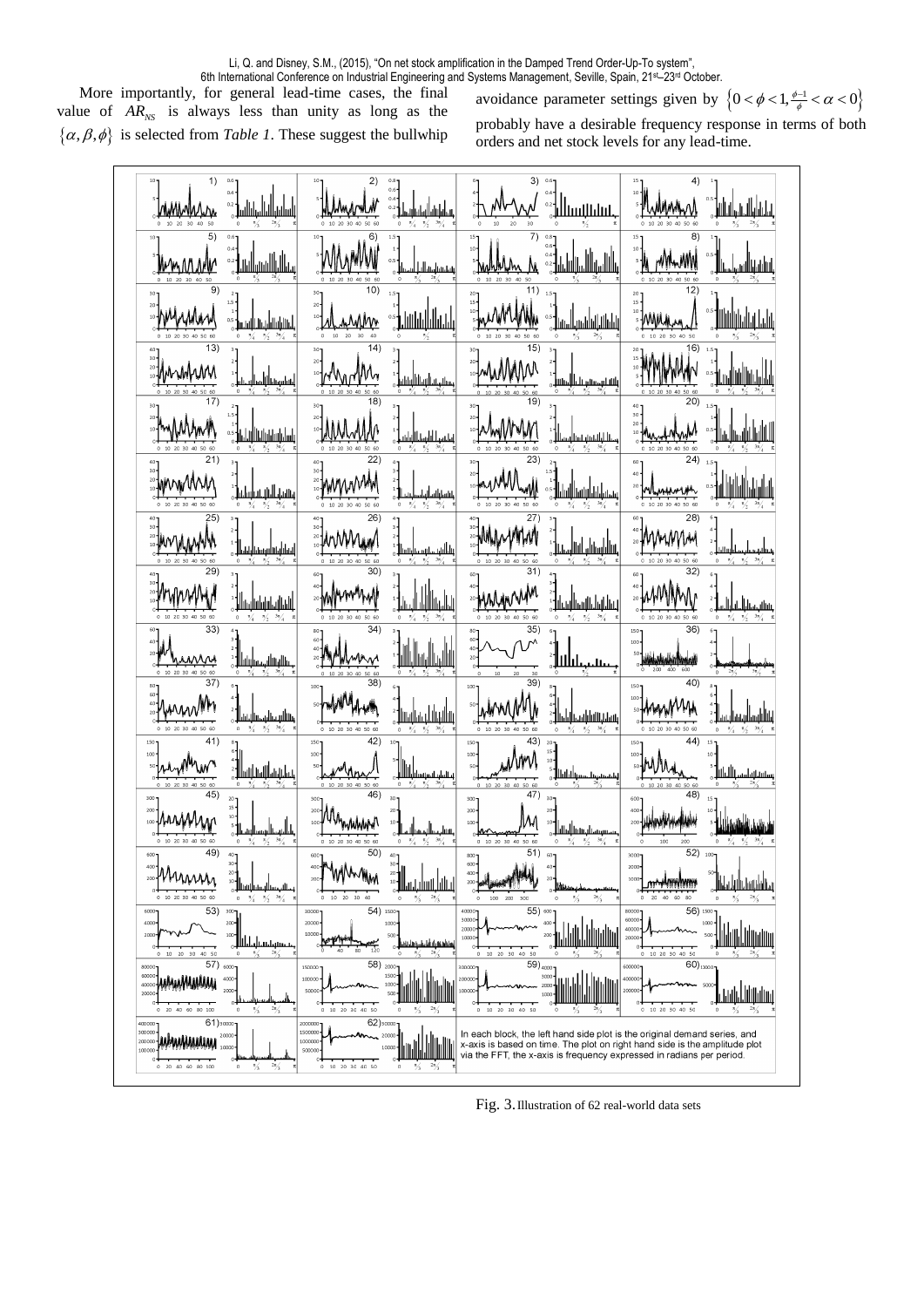More importantly, for general lead-time cases, the final value of $AR_{NS}$ is always less than unity as long as the $\{\alpha, \beta, \phi\}$ is selected from *Table 1*. These suggest the bullwhip avoidance parameter settings given by $\left\{0 < \phi < 1, \frac{\phi - 1}{\phi} < \alpha < 0\right\}$ probably have a desirable frequency response in terms of both orders and net stock levels for any lead-time.

In each block, the left hand side plot is the original demand series, and x-axis is based on time. The plot on right hand side is the amplitude plot via the FFT, the x-axis is frequency expressed in radians per period.

Fig. 3. Illustration of 62 real-world data sets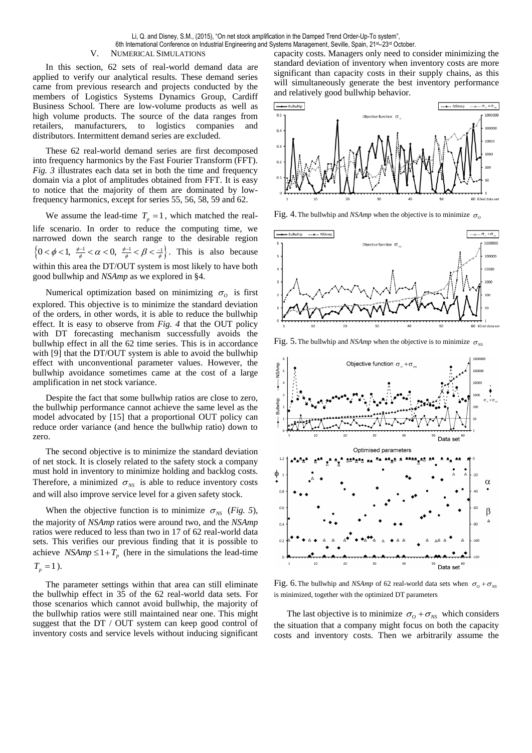## V. Numerical Simulations

In this section, 62 sets of real-world demand data are applied to verify our analytical results. These demand series came from previous research and projects conducted by the members of Logistics Systems Dynamics Group, Cardiff Business School. There are low-volume products as well as high volume products. The source of the data ranges from retailers, manufacturers, to logistics companies and distributors. Intermittent demand series are excluded.

These 62 real-world demand series are first decomposed into frequency harmonics by the Fast Fourier Transform (FFT). *Fig. 3* illustrates each data set in both the time and frequency domain via a plot of amplitudes obtained from FFT. It is easy to notice that the majority of them are dominated by low-frequency harmonics, except for series 55, 56, 58, 59 and 62.

We assume the lead-time $T_p = 1$, which matched the real-life scenario. In order to reduce the computing time, we narrowed down the search range to the desirable region $\left\{0 < \phi < 1,\ \frac{\phi-1}{\phi} < \alpha < 0,\ \frac{\phi-1}{\phi} < \beta < \frac{-1}{\phi}\right\}$. This is also because within this area the DT/OUT system is most likely to have both good bullwhip and *NSAmp* as we explored in §4.

Numerical optimization based on minimizing $\sigma_O$ is first explored. This objective is to minimize the standard deviation of the orders, in other words, it is able to reduce the bullwhip effect. It is easy to observe from *Fig. 4* that the OUT policy with DT forecasting mechanism successfully avoids the bullwhip effect in all the 62 time series. This is in accordance with [9] that the DT/OUT system is able to avoid the bullwhip effect with unconventional parameter values. However, the bullwhip avoidance sometimes came at the cost of a large amplification in net stock variance.

Despite the fact that some bullwhip ratios are close to zero, the bullwhip performance cannot achieve the same level as the model advocated by [15] that a proportional OUT policy can reduce order variance (and hence the bullwhip ratio) down to zero.

The second objective is to minimize the standard deviation of net stock. It is closely related to the safety stock a company must hold in inventory to minimize holding and backlog costs. Therefore, a minimized $\sigma_{NS}$ is able to reduce inventory costs and will also improve service level for a given safety stock.

When the objective function is to minimize $\sigma_{NS}$ (*Fig. 5*), the majority of *NSAmp* ratios were around two, and the *NSAmp* ratios were reduced to less than two in 17 of 62 real-world data sets. This verifies our previous finding that it is possible to achieve $NSAmp \leq 1 + T_p$ (here in the simulations the lead-time $T_p = 1$).

The parameter settings within that area can still eliminate the bullwhip effect in 35 of the 62 real-world data sets. For those scenarios which cannot avoid bullwhip, the majority of the bullwhip ratios were still maintained near one. This might suggest that the DT / OUT system can keep good control of inventory costs and service levels without inducing significant capacity costs. Managers only need to consider minimizing the standard deviation of inventory when inventory costs are more significant than capacity costs in their supply chains, as this will simultaneously generate the best inventory performance and relatively good bullwhip behavior.

Fig. 4. The bullwhip and *NSAmp* when the objective is to minimize $\sigma_O$

Fig. 5. The bullwhip and *NSAmp* when the objective is to minimize $\sigma_{NS}$

Fig. 6. The bullwhip and *NSAmp* of 62 real-world data sets when $\sigma_O + \sigma_{NS}$ is minimized, together with the optimized DT parameters

The last objective is to minimize $\sigma_O + \sigma_{NS}$ which considers the situation that a company might focus on both the capacity costs and inventory costs. Then we arbitrarily assume the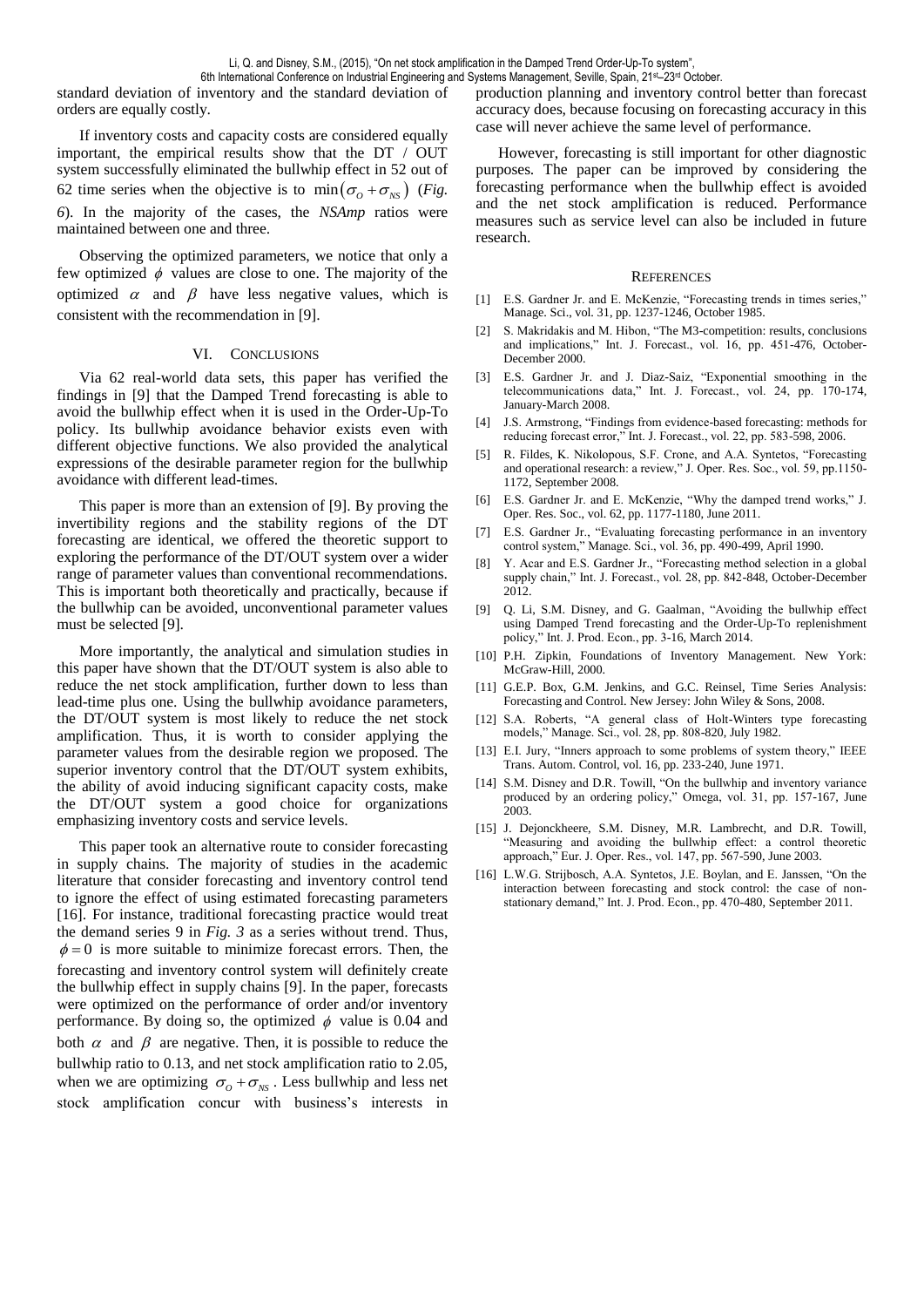standard deviation of inventory and the standard deviation of orders are equally costly.

If inventory costs and capacity costs are considered equally important, the empirical results show that the DT / OUT system successfully eliminated the bullwhip effect in 52 out of 62 time series when the objective is to $\min(\sigma_O + \sigma_{NS})$ (*Fig. 6*). In the majority of the cases, the *NSAmp* ratios were maintained between one and three.

Observing the optimized parameters, we notice that only a few optimized $\phi$ values are close to one. The majority of the optimized $\alpha$ and $\beta$ have less negative values, which is consistent with the recommendation in [9].

## VI. Conclusions

Via 62 real-world data sets, this paper has verified the findings in [9] that the Damped Trend forecasting is able to avoid the bullwhip effect when it is used in the Order-Up-To policy. Its bullwhip avoidance behavior exists even with different objective functions. We also provided the analytical expressions of the desirable parameter region for the bullwhip avoidance with different lead-times.

This paper is more than an extension of [9]. By proving the invertibility regions and the stability regions of the DT forecasting are identical, we offered the theoretic support to exploring the performance of the DT/OUT system over a wider range of parameter values than conventional recommendations. This is important both theoretically and practically, because if the bullwhip can be avoided, unconventional parameter values must be selected [9].

More importantly, the analytical and simulation studies in this paper have shown that the DT/OUT system is also able to reduce the net stock amplification, further down to less than lead-time plus one. Using the bullwhip avoidance parameters, the DT/OUT system is most likely to reduce the net stock amplification. Thus, it is worth to consider applying the parameter values from the desirable region we proposed. The superior inventory control that the DT/OUT system exhibits, the ability of avoid inducing significant capacity costs, make the DT/OUT system a good choice for organizations emphasizing inventory costs and service levels.

This paper took an alternative route to consider forecasting in supply chains. The majority of studies in the academic literature that consider forecasting and inventory control tend to ignore the effect of using estimated forecasting parameters [16]. For instance, traditional forecasting practice would treat the demand series 9 in *Fig. 3* as a series without trend. Thus, $\phi = 0$ is more suitable to minimize forecast errors. Then, the forecasting and inventory control system will definitely create the bullwhip effect in supply chains [9]. In the paper, forecasts were optimized on the performance of order and/or inventory performance. By doing so, the optimized $\phi$ value is 0.04 and both $\alpha$ and $\beta$ are negative. Then, it is possible to reduce the bullwhip ratio to 0.13, and net stock amplification ratio to 2.05, when we are optimizing $\sigma_O + \sigma_{NS}$. Less bullwhip and less net stock amplification concur with business's interests in production planning and inventory control better than forecast accuracy does, because focusing on forecasting accuracy in this case will never achieve the same level of performance.

However, forecasting is still important for other diagnostic purposes. The paper can be improved by considering the forecasting performance when the bullwhip effect is avoided and the net stock amplification is reduced. Performance measures such as service level can also be included in future research.

## References

[1] E.S. Gardner Jr. and E. McKenzie, "Forecasting trends in times series," Manage. Sci., vol. 31, pp. 1237-1246, October 1985.

[2] S. Makridakis and M. Hibon, "The M3-competition: results, conclusions and implications," Int. J. Forecast., vol. 16, pp. 451-476, October-December 2000.

[3] E.S. Gardner Jr. and J. Diaz-Saiz, "Exponential smoothing in the telecommunications data," Int. J. Forecast., vol. 24, pp. 170-174, January-March 2008.

[4] J.S. Armstrong, "Findings from evidence-based forecasting: methods for reducing forecast error," Int. J. Forecast., vol. 22, pp. 583-598, 2006.

[5] R. Fildes, K. Nikolopous, S.F. Crone, and A.A. Syntetos, "Forecasting and operational research: a review," J. Oper. Res. Soc., vol. 59, pp.1150-1172, September 2008.

[6] E.S. Gardner Jr. and E. McKenzie, "Why the damped trend works," J. Oper. Res. Soc., vol. 62, pp. 1177-1180, June 2011.

[7] E.S. Gardner Jr., "Evaluating forecasting performance in an inventory control system," Manage. Sci., vol. 36, pp. 490-499, April 1990.

[8] Y. Acar and E.S. Gardner Jr., "Forecasting method selection in a global supply chain," Int. J. Forecast., vol. 28, pp. 842-848, October-December 2012.

[9] Q. Li, S.M. Disney, and G. Gaalman, "Avoiding the bullwhip effect using Damped Trend forecasting and the Order-Up-To replenishment policy," Int. J. Prod. Econ., pp. 3-16, March 2014.

[10] P.H. Zipkin, Foundations of Inventory Management. New York: McGraw-Hill, 2000.

[11] G.E.P. Box, G.M. Jenkins, and G.C. Reinsel, Time Series Analysis: Forecasting and Control. New Jersey: John Wiley & Sons, 2008.

[12] S.A. Roberts, "A general class of Holt-Winters type forecasting models," Manage. Sci., vol. 28, pp. 808-820, July 1982.

[13] E.I. Jury, "Inners approach to some problems of system theory," IEEE Trans. Autom. Control, vol. 16, pp. 233-240, June 1971.

[14] S.M. Disney and D.R. Towill, "On the bullwhip and inventory variance produced by an ordering policy," Omega, vol. 31, pp. 157-167, June 2003.

[15] J. Dejonckheere, S.M. Disney, M.R. Lambrecht, and D.R. Towill, "Measuring and avoiding the bullwhip effect: a control theoretic approach," Eur. J. Oper. Res., vol. 147, pp. 567-590, June 2003.

[16] L.W.G. Strijbosch, A.A. Syntetos, J.E. Boylan, and E. Janssen, "On the interaction between forecasting and stock control: the case of non-stationary demand," Int. J. Prod. Econ., pp. 470-480, September 2011.